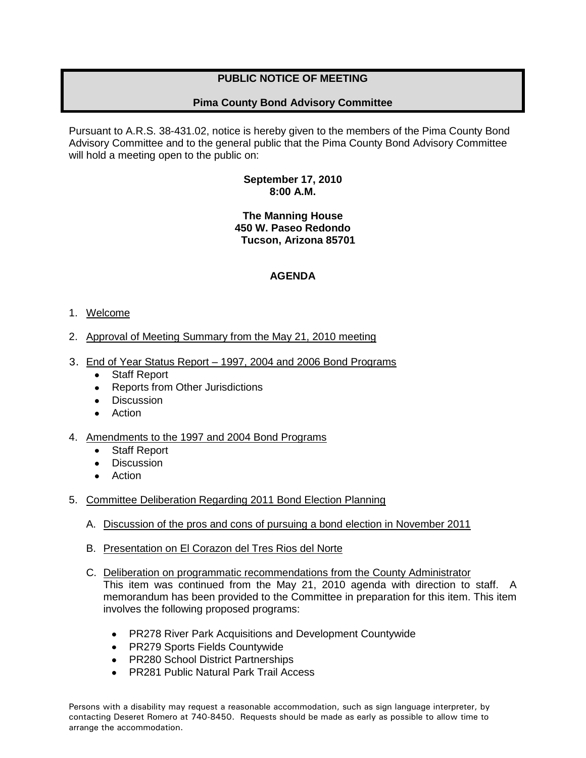# PUBLIC NOTICE OF MEETING

## Pima County Bond Advisory Committee

Pursuant to A.R.S. 38-431.02, notice is hereby given to the members of the Pima County Bond Advisory Committee and to the general public that the Pima County Bond Advisory Committee will hold a meeting open to the public on:

**September 17, 2010**
**8:00 A.M.**

**The Manning House**
**450 W. Paseo Redondo**
**Tucson, Arizona 85701**

## AGENDA

1. Welcome

2. Approval of Meeting Summary from the May 21, 2010 meeting

3. End of Year Status Report – 1997, 2004 and 2006 Bond Programs
   - Staff Report
   - Reports from Other Jurisdictions
   - Discussion
   - Action

4. Amendments to the 1997 and 2004 Bond Programs
   - Staff Report
   - Discussion
   - Action

5. Committee Deliberation Regarding 2011 Bond Election Planning

   A. Discussion of the pros and cons of pursuing a bond election in November 2011

   B. Presentation on El Corazon del Tres Rios del Norte

   C. Deliberation on programmatic recommendations from the County Administrator
   This item was continued from the May 21, 2010 agenda with direction to staff. A memorandum has been provided to the Committee in preparation for this item. This item involves the following proposed programs:

   - PR278 River Park Acquisitions and Development Countywide
   - PR279 Sports Fields Countywide
   - PR280 School District Partnerships
   - PR281 Public Natural Park Trail Access

Persons with a disability may request a reasonable accommodation, such as sign language interpreter, by contacting Deseret Romero at 740-8450. Requests should be made as early as possible to allow time to arrange the accommodation.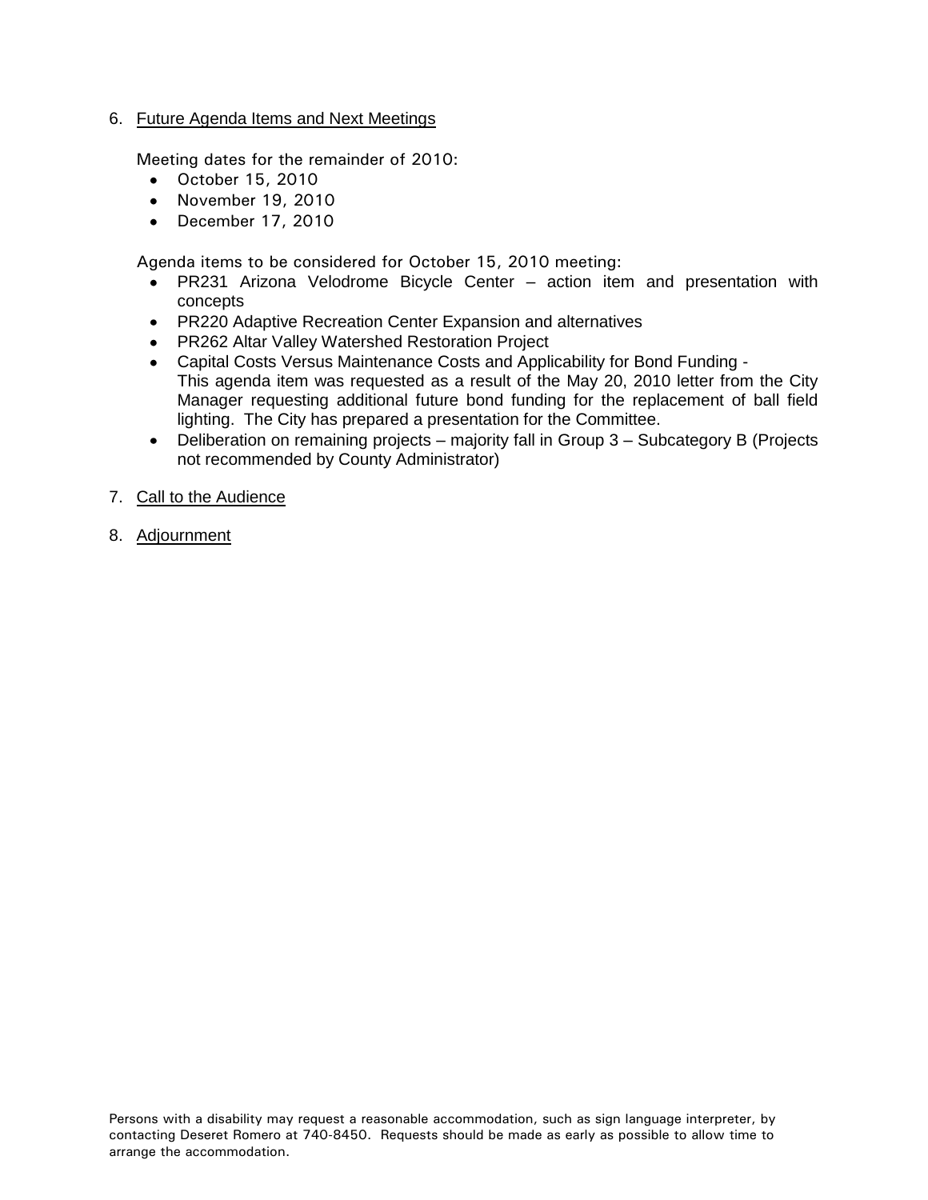6. Future Agenda Items and Next Meetings

   Meeting dates for the remainder of 2010:

   - October 15, 2010
   - November 19, 2010
   - December 17, 2010

   Agenda items to be considered for October 15, 2010 meeting:

   - PR231 Arizona Velodrome Bicycle Center – action item and presentation with concepts
   - PR220 Adaptive Recreation Center Expansion and alternatives
   - PR262 Altar Valley Watershed Restoration Project
   - Capital Costs Versus Maintenance Costs and Applicability for Bond Funding - This agenda item was requested as a result of the May 20, 2010 letter from the City Manager requesting additional future bond funding for the replacement of ball field lighting. The City has prepared a presentation for the Committee.
   - Deliberation on remaining projects – majority fall in Group 3 – Subcategory B (Projects not recommended by County Administrator)

7. Call to the Audience

8. Adjournment

Persons with a disability may request a reasonable accommodation, such as sign language interpreter, by contacting Deseret Romero at 740-8450. Requests should be made as early as possible to allow time to arrange the accommodation.